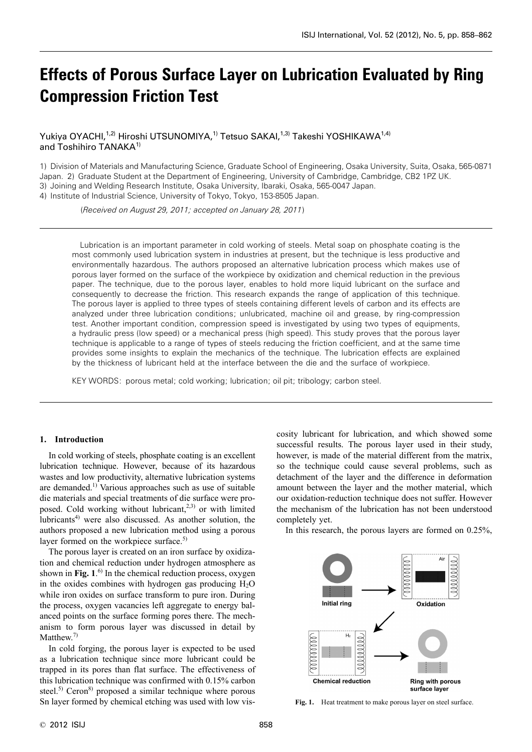# Effects of Porous Surface Layer on Lubrication Evaluated by Ring Compression Friction Test

Yukiya OYACHI,[1,2] Hiroshi UTSUNOMIYA,[1] Tetsuo SAKAI,[1,3] Takeshi YOSHIKAWA[1,4] and Toshihiro TANAKA[1]

1) Division of Materials and Manufacturing Science, Graduate School of Engineering, Osaka University, Suita, Osaka, 565-0871 Japan. 2) Graduate Student at the Department of Engineering, University of Cambridge, Cambridge, CB2 1PZ UK.
3) Joining and Welding Research Institute, Osaka University, Ibaraki, Osaka, 565-0047 Japan.
4) Institute of Industrial Science, University of Tokyo, Tokyo, 153-8505 Japan.

(*Received on August 29, 2011; accepted on January 28, 2011*)

Lubrication is an important parameter in cold working of steels. Metal soap on phosphate coating is the most commonly used lubrication system in industries at present, but the technique is less productive and environmentally hazardous. The authors proposed an alternative lubrication process which makes use of porous layer formed on the surface of the workpiece by oxidization and chemical reduction in the previous paper. The technique, due to the porous layer, enables to hold more liquid lubricant on the surface and consequently to decrease the friction. This research expands the range of application of this technique. The porous layer is applied to three types of steels containing different levels of carbon and its effects are analyzed under three lubrication conditions; unlubricated, machine oil and grease, by ring-compression test. Another important condition, compression speed is investigated by using two types of equipments, a hydraulic press (low speed) or a mechanical press (high speed). This study proves that the porous layer technique is applicable to a range of types of steels reducing the friction coefficient, and at the same time provides some insights to explain the mechanics of the technique. The lubrication effects are explained by the thickness of lubricant held at the interface between the die and the surface of workpiece.

KEY WORDS: porous metal; cold working; lubrication; oil pit; tribology; carbon steel.

## 1. Introduction

In cold working of steels, phosphate coating is an excellent lubrication technique. However, because of its hazardous wastes and low productivity, alternative lubrication systems are demanded.[1] Various approaches such as use of suitable die materials and special treatments of die surface were proposed. Cold working without lubricant,[2,3] or with limited lubricants[4] were also discussed. As another solution, the authors proposed a new lubrication method using a porous layer formed on the workpiece surface.[5]

The porous layer is created on an iron surface by oxidization and chemical reduction under hydrogen atmosphere as shown in **Fig. 1**.[6] In the chemical reduction process, oxygen in the oxides combines with hydrogen gas producing $H_2O$ while iron oxides on surface transform to pure iron. During the process, oxygen vacancies left aggregate to energy balanced points on the surface forming pores there. The mechanism to form porous layer was discussed in detail by Matthew.[7]

In cold forging, the porous layer is expected to be used as a lubrication technique since more lubricant could be trapped in its pores than flat surface. The effectiveness of this lubrication technique was confirmed with 0.15% carbon steel.[5] Ceron[8] proposed a similar technique where porous Sn layer formed by chemical etching was used with low viscosity lubricant for lubrication, and which showed some successful results. The porous layer used in their study, however, is made of the material different from the matrix, so the technique could cause several problems, such as detachment of the layer and the difference in deformation amount between the layer and the mother material, which our oxidation-reduction technique does not suffer. However the mechanism of the lubrication has not been understood completely yet.

In this research, the porous layers are formed on 0.25%,

**Fig. 1.** Heat treatment to make porous layer on steel surface.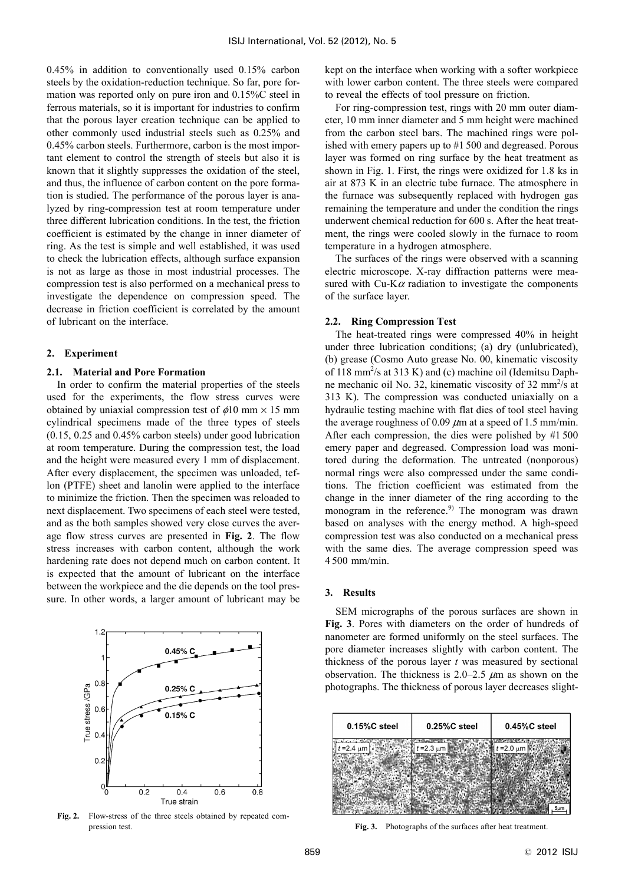0.45% in addition to conventionally used 0.15% carbon steels by the oxidation-reduction technique. So far, pore formation was reported only on pure iron and 0.15%C steel in ferrous materials, so it is important for industries to confirm that the porous layer creation technique can be applied to other commonly used industrial steels such as 0.25% and 0.45% carbon steels. Furthermore, carbon is the most important element to control the strength of steels but also it is known that it slightly suppresses the oxidation of the steel, and thus, the influence of carbon content on the pore formation is studied. The performance of the porous layer is analyzed by ring-compression test at room temperature under three different lubrication conditions. In the test, the friction coefficient is estimated by the change in inner diameter of ring. As the test is simple and well established, it was used to check the lubrication effects, although surface expansion is not as large as those in most industrial processes. The compression test is also performed on a mechanical press to investigate the dependence on compression speed. The decrease in friction coefficient is correlated by the amount of lubricant on the interface.

## 2. Experiment

### 2.1. Material and Pore Formation

In order to confirm the material properties of the steels used for the experiments, the flow stress curves were obtained by uniaxial compression test of $\phi$10 mm × 15 mm cylindrical specimens made of the three types of steels (0.15, 0.25 and 0.45% carbon steels) under good lubrication at room temperature. During the compression test, the load and the height were measured every 1 mm of displacement. After every displacement, the specimen was unloaded, teflon (PTFE) sheet and lanolin were applied to the interface to minimize the friction. Then the specimen was reloaded to next displacement. Two specimens of each steel were tested, and as the both samples showed very close curves the average flow stress curves are presented in **Fig. 2**. The flow stress increases with carbon content, although the work hardening rate does not depend much on carbon content. It is expected that the amount of lubricant on the interface between the workpiece and the die depends on the tool pressure. In other words, a larger amount of lubricant may be kept on the interface when working with a softer workpiece with lower carbon content. The three steels were compared to reveal the effects of tool pressure on friction.

**Fig. 2.** Flow-stress of the three steels obtained by repeated compression test.

For ring-compression test, rings with 20 mm outer diameter, 10 mm inner diameter and 5 mm height were machined from the carbon steel bars. The machined rings were polished with emery papers up to #1 500 and degreased. Porous layer was formed on ring surface by the heat treatment as shown in Fig. 1. First, the rings were oxidized for 1.8 ks in air at 873 K in an electric tube furnace. The atmosphere in the furnace was subsequently replaced with hydrogen gas remaining the temperature and under the condition the rings underwent chemical reduction for 600 s. After the heat treatment, the rings were cooled slowly in the furnace to room temperature in a hydrogen atmosphere.

The surfaces of the rings were observed with a scanning electric microscope. X-ray diffraction patterns were measured with Cu-K$\alpha$ radiation to investigate the components of the surface layer.

### 2.2. Ring Compression Test

The heat-treated rings were compressed 40% in height under three lubrication conditions; (a) dry (unlubricated), (b) grease (Cosmo Auto grease No. 00, kinematic viscosity of 118 mm$^2$/s at 313 K) and (c) machine oil (Idemitsu Daphne mechanic oil No. 32, kinematic viscosity of 32 mm$^2$/s at 313 K). The compression was conducted uniaxially on a hydraulic testing machine with flat dies of tool steel having the average roughness of 0.09 $\mu$m at a speed of 1.5 mm/min. After each compression, the dies were polished by #1 500 emery paper and degreased. Compression load was monitored during the deformation. The untreated (nonporous) normal rings were also compressed under the same conditions. The friction coefficient was estimated from the change in the inner diameter of the ring according to the monogram in the reference.[9] The monogram was drawn based on analyses with the energy method. A high-speed compression test was also conducted on a mechanical press with the same dies. The average compression speed was 4 500 mm/min.

## 3. Results

SEM micrographs of the porous surfaces are shown in **Fig. 3**. Pores with diameters on the order of hundreds of nanometer are formed uniformly on the steel surfaces. The pore diameter increases slightly with carbon content. The thickness of the porous layer $t$ was measured by sectional observation. The thickness is 2.0–2.5 $\mu$m as shown on the photographs. The thickness of porous layer decreases slight-

**Fig. 3.** Photographs of the surfaces after heat treatment.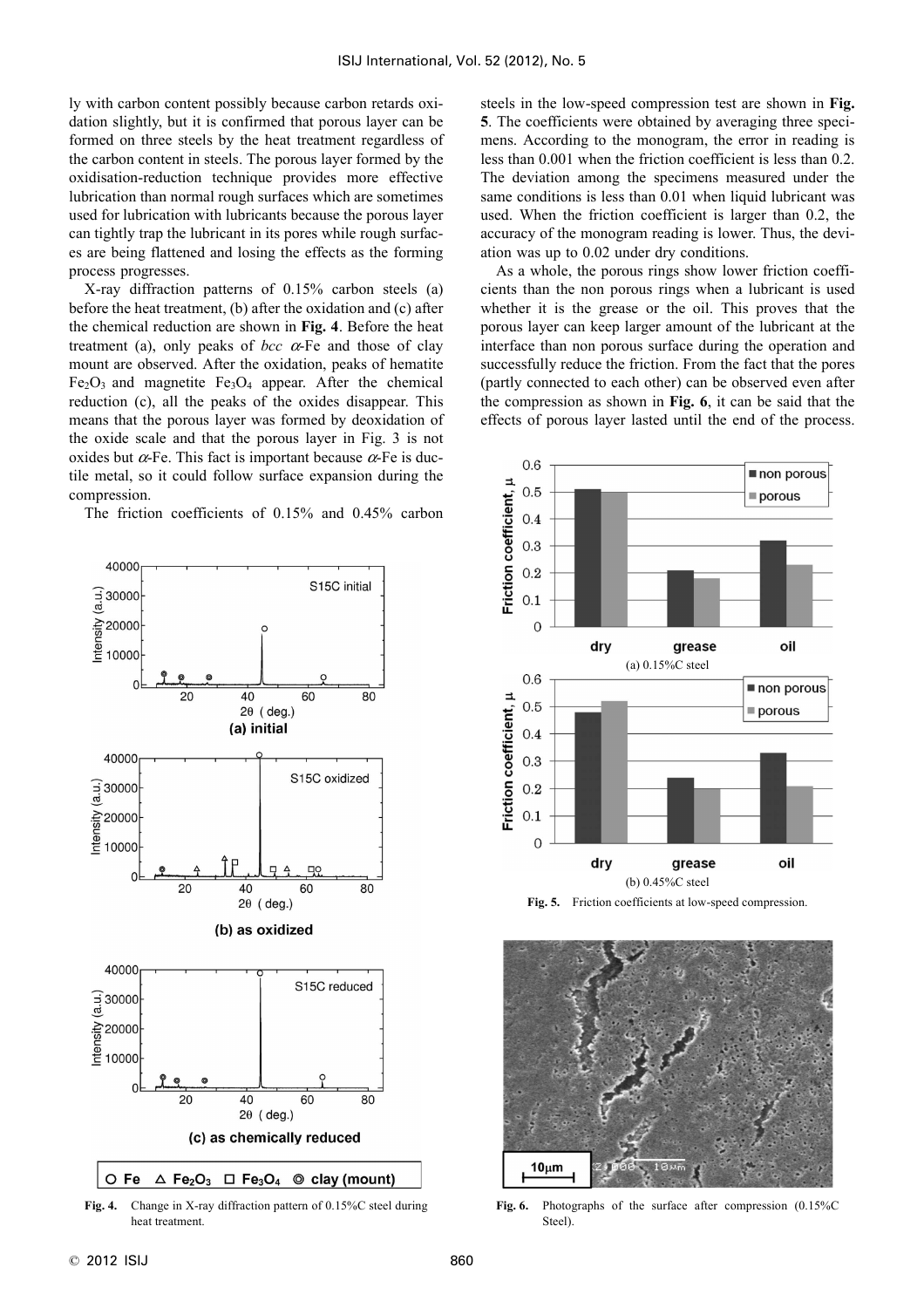ly with carbon content possibly because carbon retards oxidation slightly, but it is confirmed that porous layer can be formed on three steels by the heat treatment regardless of the carbon content in steels. The porous layer formed by the oxidisation-reduction technique provides more effective lubrication than normal rough surfaces which are sometimes used for lubrication with lubricants because the porous layer can tightly trap the lubricant in its pores while rough surfaces are being flattened and losing the effects as the forming process progresses.

X-ray diffraction patterns of 0.15% carbon steels (a) before the heat treatment, (b) after the oxidation and (c) after the chemical reduction are shown in **Fig. 4**. Before the heat treatment (a), only peaks of *bcc* $\alpha$-Fe and those of clay mount are observed. After the oxidation, peaks of hematite $Fe_2O_3$ and magnetite $Fe_3O_4$ appear. After the chemical reduction (c), all the peaks of the oxides disappear. This means that the porous layer was formed by deoxidation of the oxide scale and that the porous layer in Fig. 3 is not oxides but $\alpha$-Fe. This fact is important because $\alpha$-Fe is ductile metal, so it could follow surface expansion during the compression.

The friction coefficients of 0.15% and 0.45% carbon steels in the low-speed compression test are shown in **Fig. 5**. The coefficients were obtained by averaging three specimens. According to the monogram, the error in reading is less than 0.001 when the friction coefficient is less than 0.2. The deviation among the specimens measured under the same conditions is less than 0.01 when liquid lubricant was used. When the friction coefficient is larger than 0.2, the accuracy of the monogram reading is lower. Thus, the deviation was up to 0.02 under dry conditions.

As a whole, the porous rings show lower friction coefficients than the non porous rings when a lubricant is used whether it is the grease or the oil. This proves that the porous layer can keep larger amount of the lubricant at the interface than non porous surface during the operation and successfully reduce the friction. From the fact that the pores (partly connected to each other) can be observed even after the compression as shown in **Fig. 6**, it can be said that the effects of porous layer lasted until the end of the process.

**Fig. 4.** Change in X-ray diffraction pattern of 0.15%C steel during heat treatment.

**Fig. 5.** Friction coefficients at low-speed compression.

**Fig. 6.** Photographs of the surface after compression (0.15%C Steel).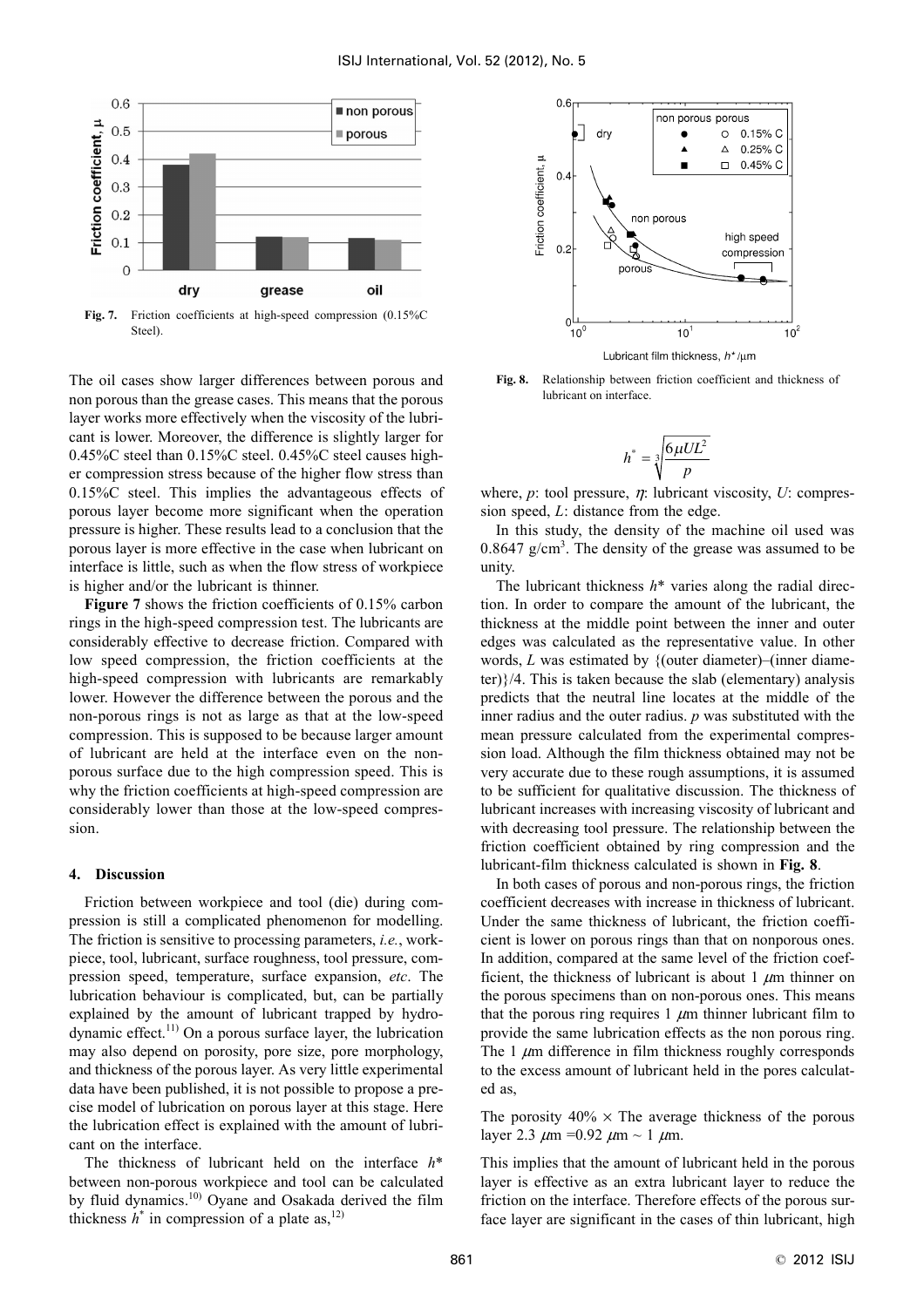Fig. 7. Friction coefficients at high-speed compression (0.15%C Steel).

The oil cases show larger differences between porous and non porous than the grease cases. This means that the porous layer works more effectively when the viscosity of the lubricant is lower. Moreover, the difference is slightly larger for 0.45%C steel than 0.15%C steel. 0.45%C steel causes higher compression stress because of the higher flow stress than 0.15%C steel. This implies the advantageous effects of porous layer become more significant when the operation pressure is higher. These results lead to a conclusion that the porous layer is more effective in the case when lubricant on interface is little, such as when the flow stress of workpiece is higher and/or the lubricant is thinner.

**Figure 7** shows the friction coefficients of 0.15% carbon rings in the high-speed compression test. The lubricants are considerably effective to decrease friction. Compared with low speed compression, the friction coefficients at the high-speed compression with lubricants are remarkably lower. However the difference between the porous and the non-porous rings is not as large as that at the low-speed compression. This is supposed to be because larger amount of lubricant are held at the interface even on the non-porous surface due to the high compression speed. This is why the friction coefficients at high-speed compression are considerably lower than those at the low-speed compression.

## 4. Discussion

Friction between workpiece and tool (die) during compression is still a complicated phenomenon for modelling. The friction is sensitive to processing parameters, *i.e.*, workpiece, tool, lubricant, surface roughness, tool pressure, compression speed, temperature, surface expansion, *etc*. The lubrication behaviour is complicated, but, can be partially explained by the amount of lubricant trapped by hydrodynamic effect.[11] On a porous surface layer, the lubrication may also depend on porosity, pore size, pore morphology, and thickness of the porous layer. As very little experimental data have been published, it is not possible to propose a precise model of lubrication on porous layer at this stage. Here the lubrication effect is explained with the amount of lubricant on the interface.

The thickness of lubricant held on the interface $h^*$ between non-porous workpiece and tool can be calculated by fluid dynamics.[10] Oyane and Osakada derived the film thickness $h^*$ in compression of a plate as,[12]

Fig. 8. Relationship between friction coefficient and thickness of lubricant on interface.

$$h^* = \sqrt[3]{\frac{6\mu U L^2}{p}}$$

where, $p$: tool pressure, $\eta$: lubricant viscosity, $U$: compression speed, $L$: distance from the edge.

In this study, the density of the machine oil used was 0.8647 g/cm$^3$. The density of the grease was assumed to be unity.

The lubricant thickness $h^*$ varies along the radial direction. In order to compare the amount of the lubricant, the thickness at the middle point between the inner and outer edges was calculated as the representative value. In other words, $L$ was estimated by {(outer diameter)–(inner diameter)}/4. This is taken because the slab (elementary) analysis predicts that the neutral line locates at the middle of the inner radius and the outer radius. $p$ was substituted with the mean pressure calculated from the experimental compression load. Although the film thickness obtained may not be very accurate due to these rough assumptions, it is assumed to be sufficient for qualitative discussion. The thickness of lubricant increases with increasing viscosity of lubricant and with decreasing tool pressure. The relationship between the friction coefficient obtained by ring compression and the lubricant-film thickness calculated is shown in **Fig. 8**.

In both cases of porous and non-porous rings, the friction coefficient decreases with increase in thickness of lubricant. Under the same thickness of lubricant, the friction coefficient is lower on porous rings than that on nonporous ones. In addition, compared at the same level of the friction coefficient, the thickness of lubricant is about 1 $\mu$m thinner on the porous specimens than on non-porous ones. This means that the porous ring requires 1 $\mu$m thinner lubricant film to provide the same lubrication effects as the non porous ring. The 1 $\mu$m difference in film thickness roughly corresponds to the excess amount of lubricant held in the pores calculated as,

The porosity 40% $\times$ The average thickness of the porous layer 2.3 $\mu$m =0.92 $\mu$m ~ 1 $\mu$m.

This implies that the amount of lubricant held in the porous layer is effective as an extra lubricant layer to reduce the friction on the interface. Therefore effects of the porous surface layer are significant in the cases of thin lubricant, high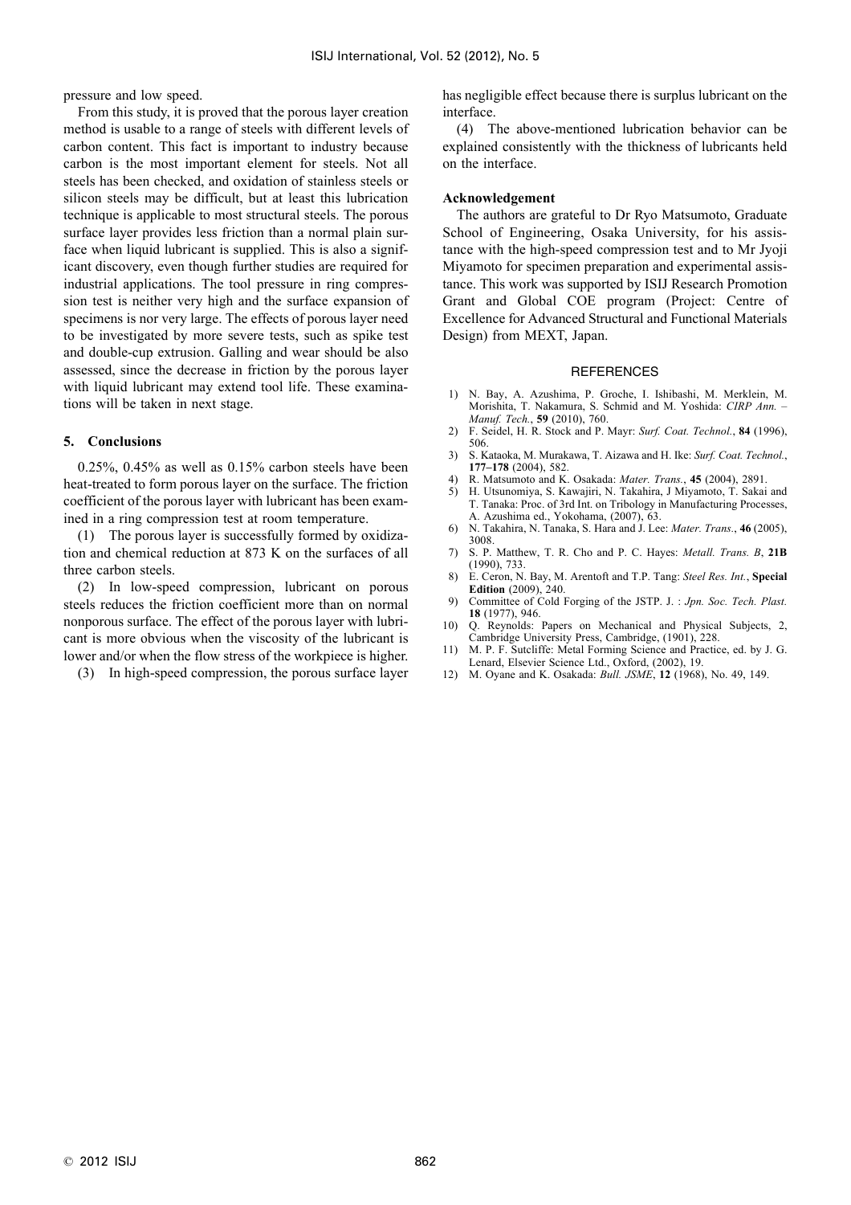pressure and low speed.

From this study, it is proved that the porous layer creation method is usable to a range of steels with different levels of carbon content. This fact is important to industry because carbon is the most important element for steels. Not all steels has been checked, and oxidation of stainless steels or silicon steels may be difficult, but at least this lubrication technique is applicable to most structural steels. The porous surface layer provides less friction than a normal plain surface when liquid lubricant is supplied. This is also a significant discovery, even though further studies are required for industrial applications. The tool pressure in ring compression test is neither very high and the surface expansion of specimens is nor very large. The effects of porous layer need to be investigated by more severe tests, such as spike test and double-cup extrusion. Galling and wear should be also assessed, since the decrease in friction by the porous layer with liquid lubricant may extend tool life. These examinations will be taken in next stage.

## 5. Conclusions

0.25%, 0.45% as well as 0.15% carbon steels have been heat-treated to form porous layer on the surface. The friction coefficient of the porous layer with lubricant has been examined in a ring compression test at room temperature.

(1) The porous layer is successfully formed by oxidization and chemical reduction at 873 K on the surfaces of all three carbon steels.

(2) In low-speed compression, lubricant on porous steels reduces the friction coefficient more than on normal nonporous surface. The effect of the porous layer with lubricant is more obvious when the viscosity of the lubricant is lower and/or when the flow stress of the workpiece is higher.

(3) In high-speed compression, the porous surface layer has negligible effect because there is surplus lubricant on the interface.

(4) The above-mentioned lubrication behavior can be explained consistently with the thickness of lubricants held on the interface.

## Acknowledgement

The authors are grateful to Dr Ryo Matsumoto, Graduate School of Engineering, Osaka University, for his assistance with the high-speed compression test and to Mr Jyoji Miyamoto for specimen preparation and experimental assistance. This work was supported by ISIJ Research Promotion Grant and Global COE program (Project: Centre of Excellence for Advanced Structural and Functional Materials Design) from MEXT, Japan.

## REFERENCES

1) N. Bay, A. Azushima, P. Groche, I. Ishibashi, M. Merklein, M. Morishita, T. Nakamura, S. Schmid and M. Yoshida: *CIRP Ann. – Manuf. Tech.*, **59** (2010), 760.
2) F. Seidel, H. R. Stock and P. Mayr: *Surf. Coat. Technol.*, **84** (1996), 506.
3) S. Kataoka, M. Murakawa, T. Aizawa and H. Ike: *Surf. Coat. Technol.*, **177–178** (2004), 582.
4) R. Matsumoto and K. Osakada: *Mater. Trans.*, **45** (2004), 2891.
5) H. Utsunomiya, S. Kawajiri, N. Takahira, J Miyamoto, T. Sakai and T. Tanaka: Proc. of 3rd Int. on Tribology in Manufacturing Processes, A. Azushima ed., Yokohama, (2007), 63.
6) N. Takahira, N. Tanaka, S. Hara and J. Lee: *Mater. Trans.*, **46** (2005), 3008.
7) S. P. Matthew, T. R. Cho and P. C. Hayes: *Metall. Trans. B*, **21B** (1990), 733.
8) E. Ceron, N. Bay, M. Arentoft and T.P. Tang: *Steel Res. Int.*, **Special Edition** (2009), 240.
9) Committee of Cold Forging of the JSTP. J. : *Jpn. Soc. Tech. Plast.* **18** (1977), 946.
10) Q. Reynolds: Papers on Mechanical and Physical Subjects, 2, Cambridge University Press, Cambridge, (1901), 228.
11) M. P. F. Sutcliffe: Metal Forming Science and Practice, ed. by J. G. Lenard, Elsevier Science Ltd., Oxford, (2002), 19.
12) M. Oyane and K. Osakada: *Bull. JSME*, **12** (1968), No. 49, 149.